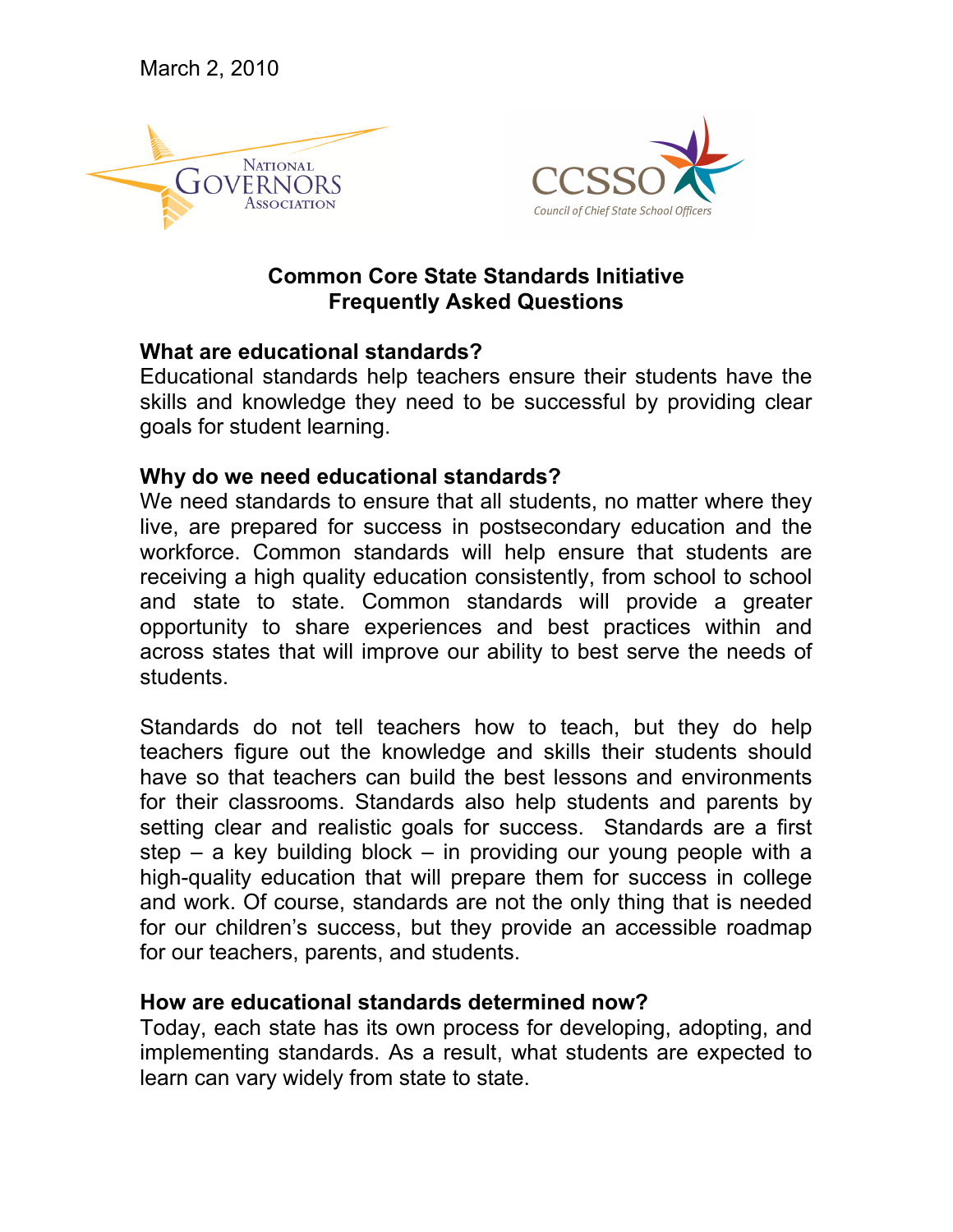March 2, 2010

National Governors Association

CCSSO
Council of Chief State School Officers

# Common Core State Standards Initiative
# Frequently Asked Questions

**What are educational standards?**
Educational standards help teachers ensure their students have the skills and knowledge they need to be successful by providing clear goals for student learning.

**Why do we need educational standards?**
We need standards to ensure that all students, no matter where they live, are prepared for success in postsecondary education and the workforce. Common standards will help ensure that students are receiving a high quality education consistently, from school to school and state to state. Common standards will provide a greater opportunity to share experiences and best practices within and across states that will improve our ability to best serve the needs of students.

Standards do not tell teachers how to teach, but they do help teachers figure out the knowledge and skills their students should have so that teachers can build the best lessons and environments for their classrooms. Standards also help students and parents by setting clear and realistic goals for success. Standards are a first step – a key building block – in providing our young people with a high-quality education that will prepare them for success in college and work. Of course, standards are not the only thing that is needed for our children's success, but they provide an accessible roadmap for our teachers, parents, and students.

**How are educational standards determined now?**
Today, each state has its own process for developing, adopting, and implementing standards. As a result, what students are expected to learn can vary widely from state to state.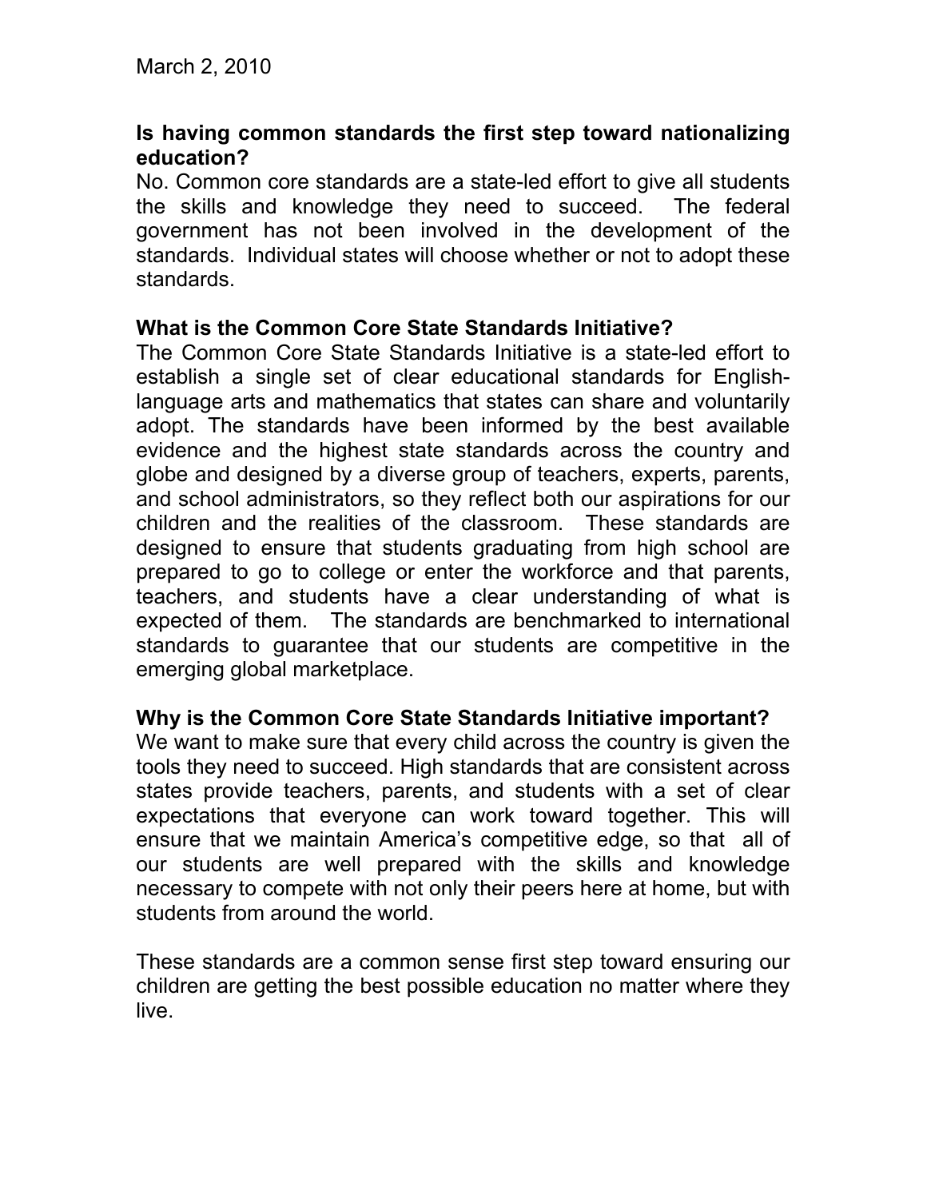March 2, 2010

**Is having common standards the first step toward nationalizing education?**

No. Common core standards are a state-led effort to give all students the skills and knowledge they need to succeed. The federal government has not been involved in the development of the standards. Individual states will choose whether or not to adopt these standards.

**What is the Common Core State Standards Initiative?**

The Common Core State Standards Initiative is a state-led effort to establish a single set of clear educational standards for English-language arts and mathematics that states can share and voluntarily adopt. The standards have been informed by the best available evidence and the highest state standards across the country and globe and designed by a diverse group of teachers, experts, parents, and school administrators, so they reflect both our aspirations for our children and the realities of the classroom. These standards are designed to ensure that students graduating from high school are prepared to go to college or enter the workforce and that parents, teachers, and students have a clear understanding of what is expected of them. The standards are benchmarked to international standards to guarantee that our students are competitive in the emerging global marketplace.

**Why is the Common Core State Standards Initiative important?**

We want to make sure that every child across the country is given the tools they need to succeed. High standards that are consistent across states provide teachers, parents, and students with a set of clear expectations that everyone can work toward together. This will ensure that we maintain America's competitive edge, so that all of our students are well prepared with the skills and knowledge necessary to compete with not only their peers here at home, but with students from around the world.

These standards are a common sense first step toward ensuring our children are getting the best possible education no matter where they live.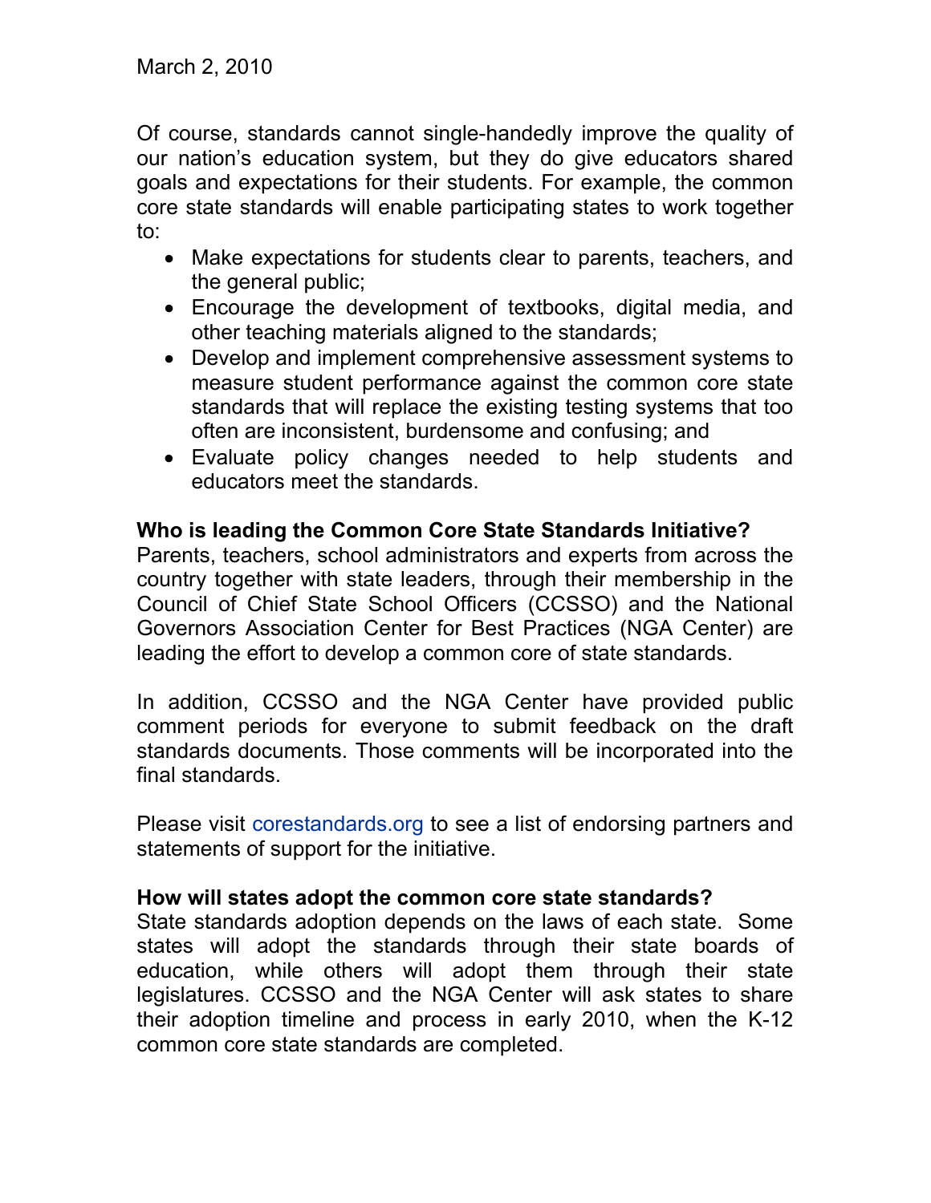March 2, 2010

Of course, standards cannot single-handedly improve the quality of our nation's education system, but they do give educators shared goals and expectations for their students. For example, the common core state standards will enable participating states to work together to:

- Make expectations for students clear to parents, teachers, and the general public;
- Encourage the development of textbooks, digital media, and other teaching materials aligned to the standards;
- Develop and implement comprehensive assessment systems to measure student performance against the common core state standards that will replace the existing testing systems that too often are inconsistent, burdensome and confusing; and
- Evaluate policy changes needed to help students and educators meet the standards.

**Who is leading the Common Core State Standards Initiative?**
Parents, teachers, school administrators and experts from across the country together with state leaders, through their membership in the Council of Chief State School Officers (CCSSO) and the National Governors Association Center for Best Practices (NGA Center) are leading the effort to develop a common core of state standards.

In addition, CCSSO and the NGA Center have provided public comment periods for everyone to submit feedback on the draft standards documents. Those comments will be incorporated into the final standards.

Please visit corestandards.org to see a list of endorsing partners and statements of support for the initiative.

**How will states adopt the common core state standards?**
State standards adoption depends on the laws of each state. Some states will adopt the standards through their state boards of education, while others will adopt them through their state legislatures. CCSSO and the NGA Center will ask states to share their adoption timeline and process in early 2010, when the K-12 common core state standards are completed.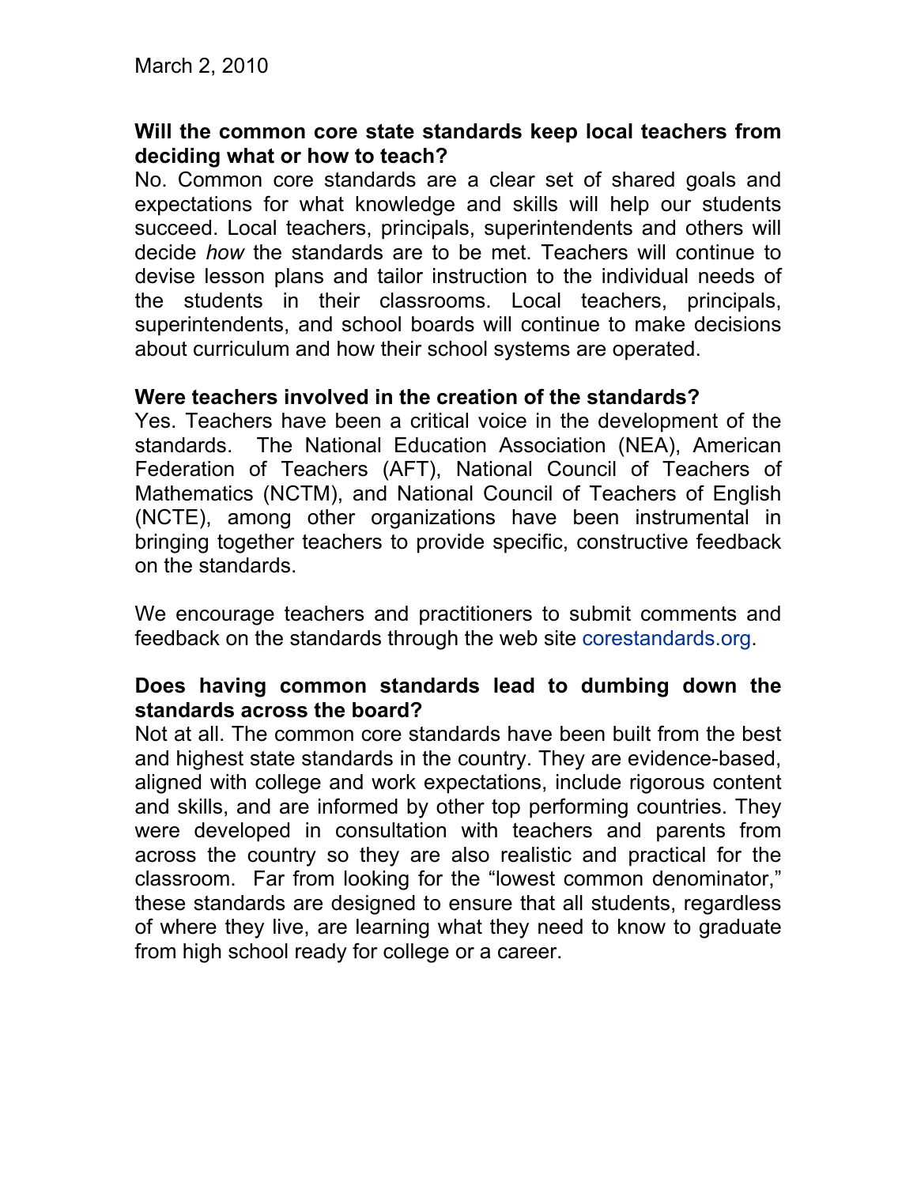March 2, 2010

**Will the common core state standards keep local teachers from deciding what or how to teach?**

No. Common core standards are a clear set of shared goals and expectations for what knowledge and skills will help our students succeed. Local teachers, principals, superintendents and others will decide *how* the standards are to be met. Teachers will continue to devise lesson plans and tailor instruction to the individual needs of the students in their classrooms. Local teachers, principals, superintendents, and school boards will continue to make decisions about curriculum and how their school systems are operated.

**Were teachers involved in the creation of the standards?**

Yes. Teachers have been a critical voice in the development of the standards. The National Education Association (NEA), American Federation of Teachers (AFT), National Council of Teachers of Mathematics (NCTM), and National Council of Teachers of English (NCTE), among other organizations have been instrumental in bringing together teachers to provide specific, constructive feedback on the standards.

We encourage teachers and practitioners to submit comments and feedback on the standards through the web site corestandards.org.

**Does having common standards lead to dumbing down the standards across the board?**

Not at all. The common core standards have been built from the best and highest state standards in the country. They are evidence-based, aligned with college and work expectations, include rigorous content and skills, and are informed by other top performing countries. They were developed in consultation with teachers and parents from across the country so they are also realistic and practical for the classroom. Far from looking for the "lowest common denominator," these standards are designed to ensure that all students, regardless of where they live, are learning what they need to know to graduate from high school ready for college or a career.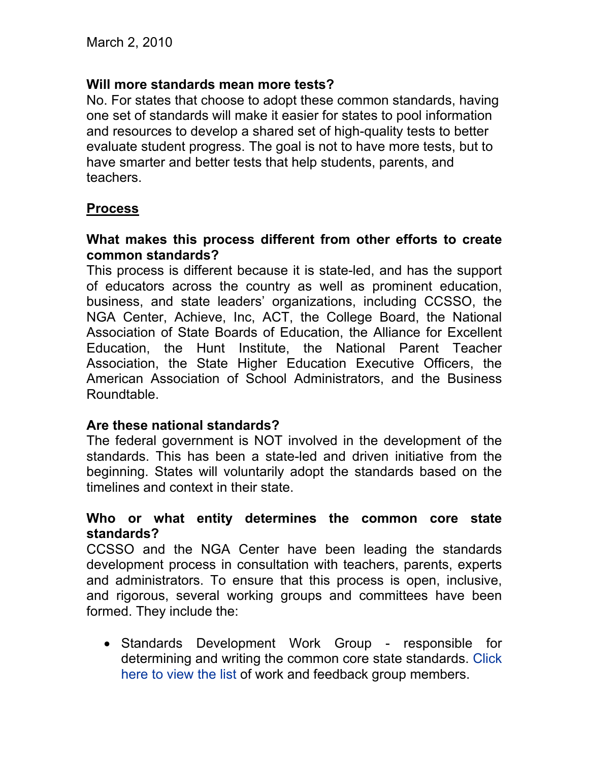March 2, 2010

**Will more standards mean more tests?**

No. For states that choose to adopt these common standards, having one set of standards will make it easier for states to pool information and resources to develop a shared set of high-quality tests to better evaluate student progress. The goal is not to have more tests, but to have smarter and better tests that help students, parents, and teachers.

## Process

**What makes this process different from other efforts to create common standards?**

This process is different because it is state-led, and has the support of educators across the country as well as prominent education, business, and state leaders' organizations, including CCSSO, the NGA Center, Achieve, Inc, ACT, the College Board, the National Association of State Boards of Education, the Alliance for Excellent Education, the Hunt Institute, the National Parent Teacher Association, the State Higher Education Executive Officers, the American Association of School Administrators, and the Business Roundtable.

**Are these national standards?**

The federal government is NOT involved in the development of the standards. This has been a state-led and driven initiative from the beginning. States will voluntarily adopt the standards based on the timelines and context in their state.

**Who or what entity determines the common core state standards?**

CCSSO and the NGA Center have been leading the standards development process in consultation with teachers, parents, experts and administrators. To ensure that this process is open, inclusive, and rigorous, several working groups and committees have been formed. They include the:

- Standards Development Work Group - responsible for determining and writing the common core state standards. Click here to view the list of work and feedback group members.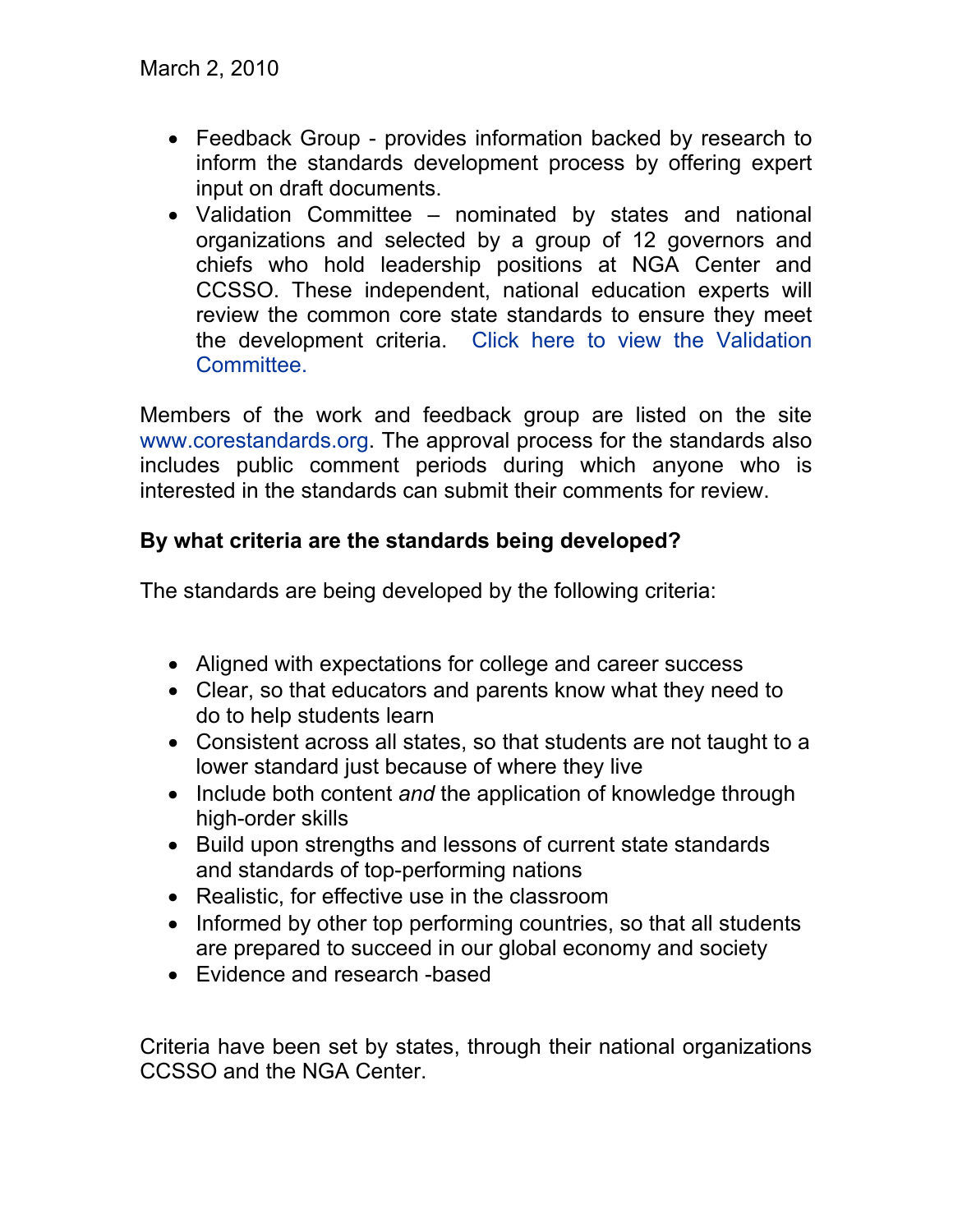March 2, 2010

- Feedback Group - provides information backed by research to inform the standards development process by offering expert input on draft documents.
- Validation Committee – nominated by states and national organizations and selected by a group of 12 governors and chiefs who hold leadership positions at NGA Center and CCSSO. These independent, national education experts will review the common core state standards to ensure they meet the development criteria. Click here to view the Validation Committee.

Members of the work and feedback group are listed on the site www.corestandards.org. The approval process for the standards also includes public comment periods during which anyone who is interested in the standards can submit their comments for review.

**By what criteria are the standards being developed?**

The standards are being developed by the following criteria:

- Aligned with expectations for college and career success
- Clear, so that educators and parents know what they need to do to help students learn
- Consistent across all states, so that students are not taught to a lower standard just because of where they live
- Include both content *and* the application of knowledge through high-order skills
- Build upon strengths and lessons of current state standards and standards of top-performing nations
- Realistic, for effective use in the classroom
- Informed by other top performing countries, so that all students are prepared to succeed in our global economy and society
- Evidence and research -based

Criteria have been set by states, through their national organizations CCSSO and the NGA Center.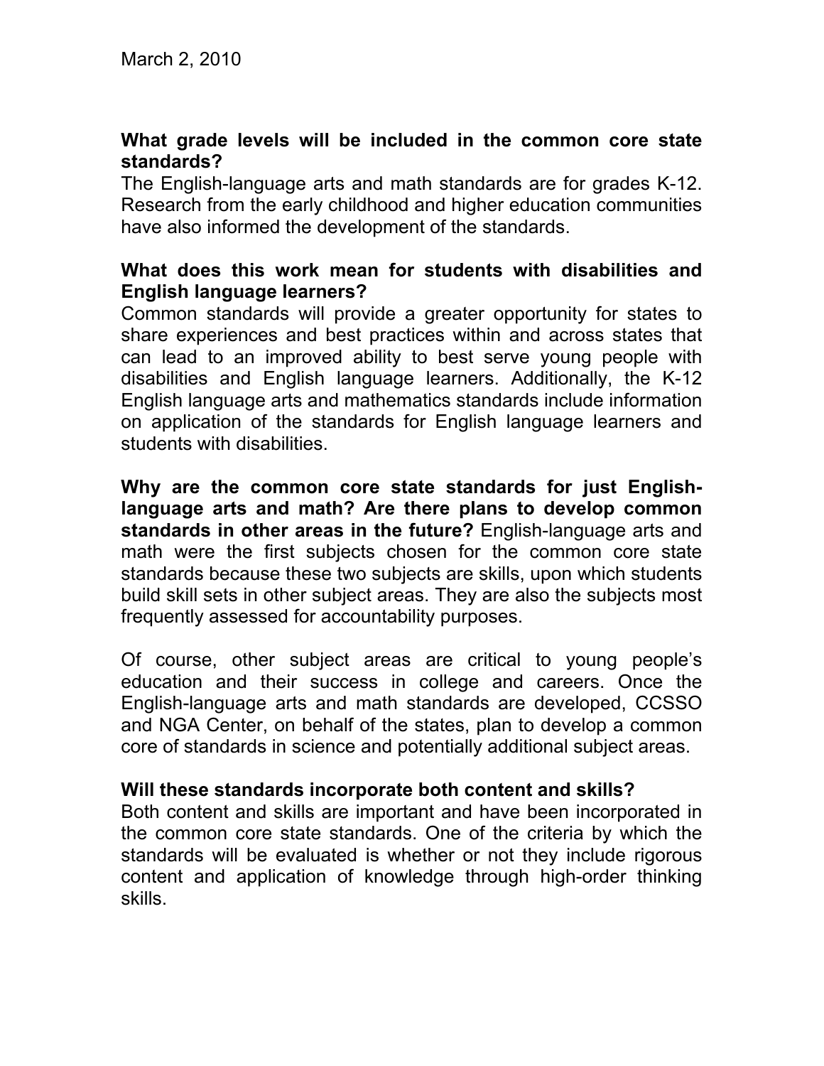March 2, 2010

**What grade levels will be included in the common core state standards?**
The English-language arts and math standards are for grades K-12. Research from the early childhood and higher education communities have also informed the development of the standards.

**What does this work mean for students with disabilities and English language learners?**
Common standards will provide a greater opportunity for states to share experiences and best practices within and across states that can lead to an improved ability to best serve young people with disabilities and English language learners. Additionally, the K-12 English language arts and mathematics standards include information on application of the standards for English language learners and students with disabilities.

**Why are the common core state standards for just English-language arts and math? Are there plans to develop common standards in other areas in the future?** English-language arts and math were the first subjects chosen for the common core state standards because these two subjects are skills, upon which students build skill sets in other subject areas. They are also the subjects most frequently assessed for accountability purposes.

Of course, other subject areas are critical to young people's education and their success in college and careers. Once the English-language arts and math standards are developed, CCSSO and NGA Center, on behalf of the states, plan to develop a common core of standards in science and potentially additional subject areas.

**Will these standards incorporate both content and skills?**
Both content and skills are important and have been incorporated in the common core state standards. One of the criteria by which the standards will be evaluated is whether or not they include rigorous content and application of knowledge through high-order thinking skills.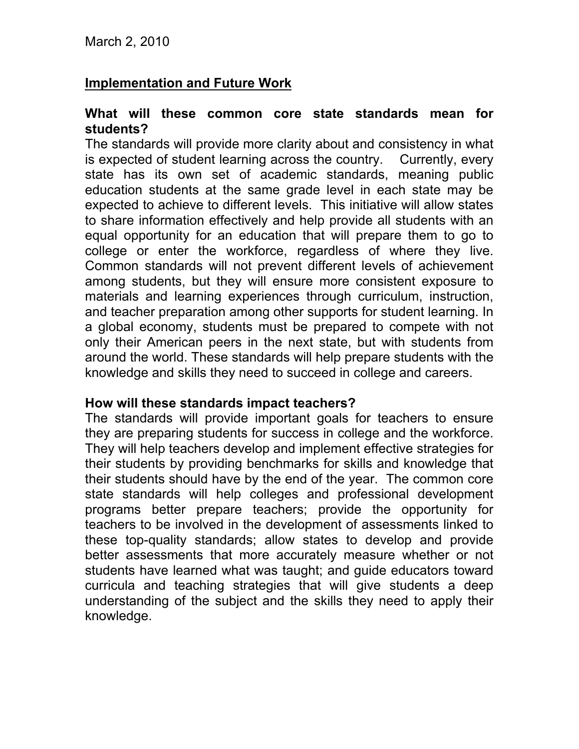March 2, 2010

## Implementation and Future Work

### What will these common core state standards mean for students?

The standards will provide more clarity about and consistency in what is expected of student learning across the country. Currently, every state has its own set of academic standards, meaning public education students at the same grade level in each state may be expected to achieve to different levels. This initiative will allow states to share information effectively and help provide all students with an equal opportunity for an education that will prepare them to go to college or enter the workforce, regardless of where they live. Common standards will not prevent different levels of achievement among students, but they will ensure more consistent exposure to materials and learning experiences through curriculum, instruction, and teacher preparation among other supports for student learning. In a global economy, students must be prepared to compete with not only their American peers in the next state, but with students from around the world. These standards will help prepare students with the knowledge and skills they need to succeed in college and careers.

### How will these standards impact teachers?

The standards will provide important goals for teachers to ensure they are preparing students for success in college and the workforce. They will help teachers develop and implement effective strategies for their students by providing benchmarks for skills and knowledge that their students should have by the end of the year. The common core state standards will help colleges and professional development programs better prepare teachers; provide the opportunity for teachers to be involved in the development of assessments linked to these top-quality standards; allow states to develop and provide better assessments that more accurately measure whether or not students have learned what was taught; and guide educators toward curricula and teaching strategies that will give students a deep understanding of the subject and the skills they need to apply their knowledge.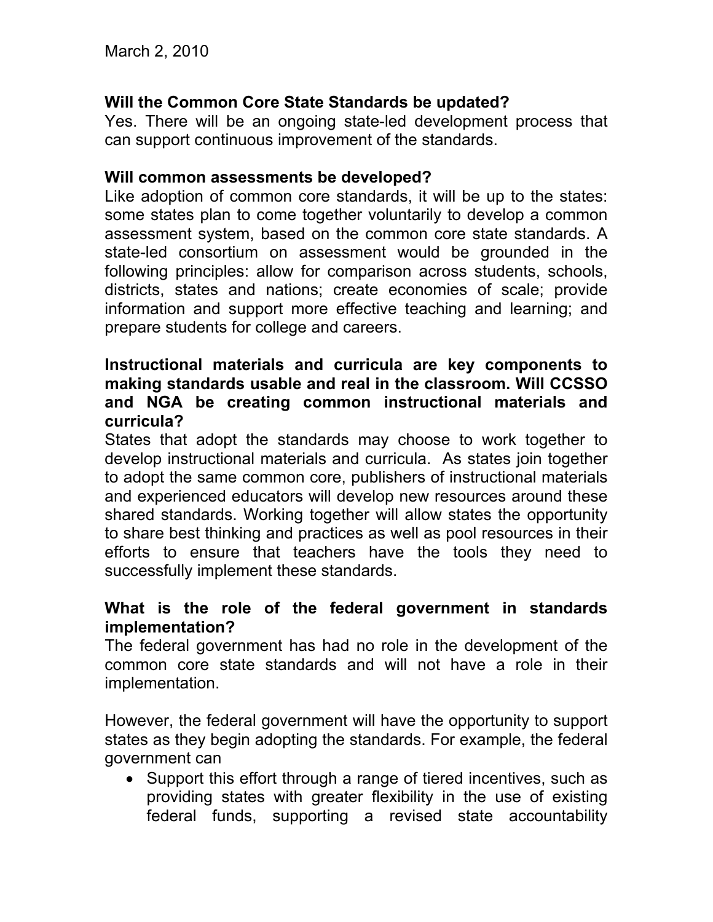March 2, 2010

**Will the Common Core State Standards be updated?**
Yes. There will be an ongoing state-led development process that can support continuous improvement of the standards.

**Will common assessments be developed?**
Like adoption of common core standards, it will be up to the states: some states plan to come together voluntarily to develop a common assessment system, based on the common core state standards. A state-led consortium on assessment would be grounded in the following principles: allow for comparison across students, schools, districts, states and nations; create economies of scale; provide information and support more effective teaching and learning; and prepare students for college and careers.

**Instructional materials and curricula are key components to making standards usable and real in the classroom. Will CCSSO and NGA be creating common instructional materials and curricula?**
States that adopt the standards may choose to work together to develop instructional materials and curricula. As states join together to adopt the same common core, publishers of instructional materials and experienced educators will develop new resources around these shared standards. Working together will allow states the opportunity to share best thinking and practices as well as pool resources in their efforts to ensure that teachers have the tools they need to successfully implement these standards.

**What is the role of the federal government in standards implementation?**
The federal government has had no role in the development of the common core state standards and will not have a role in their implementation.

However, the federal government will have the opportunity to support states as they begin adopting the standards. For example, the federal government can

- Support this effort through a range of tiered incentives, such as providing states with greater flexibility in the use of existing federal funds, supporting a revised state accountability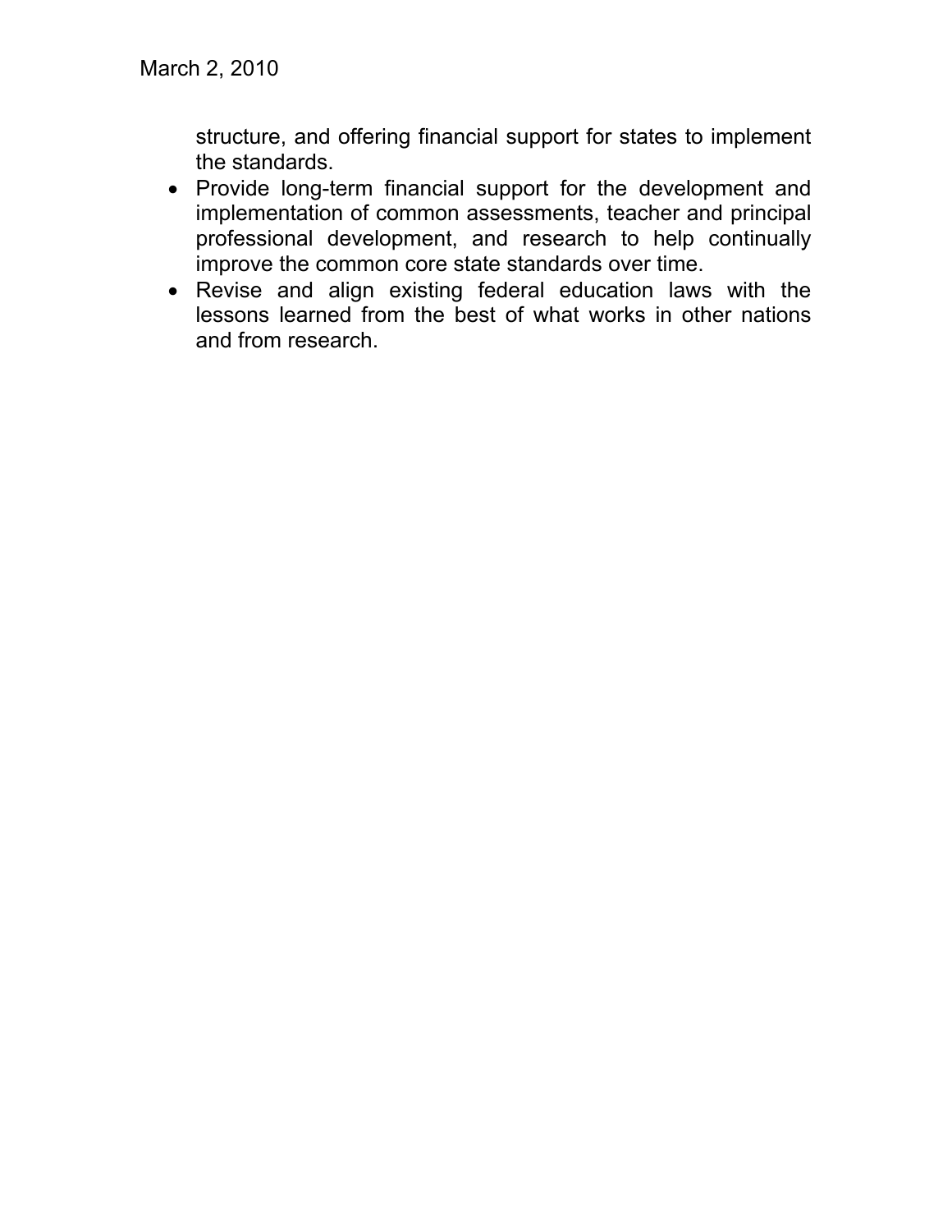structure, and offering financial support for states to implement the standards.

- Provide long-term financial support for the development and implementation of common assessments, teacher and principal professional development, and research to help continually improve the common core state standards over time.
- Revise and align existing federal education laws with the lessons learned from the best of what works in other nations and from research.